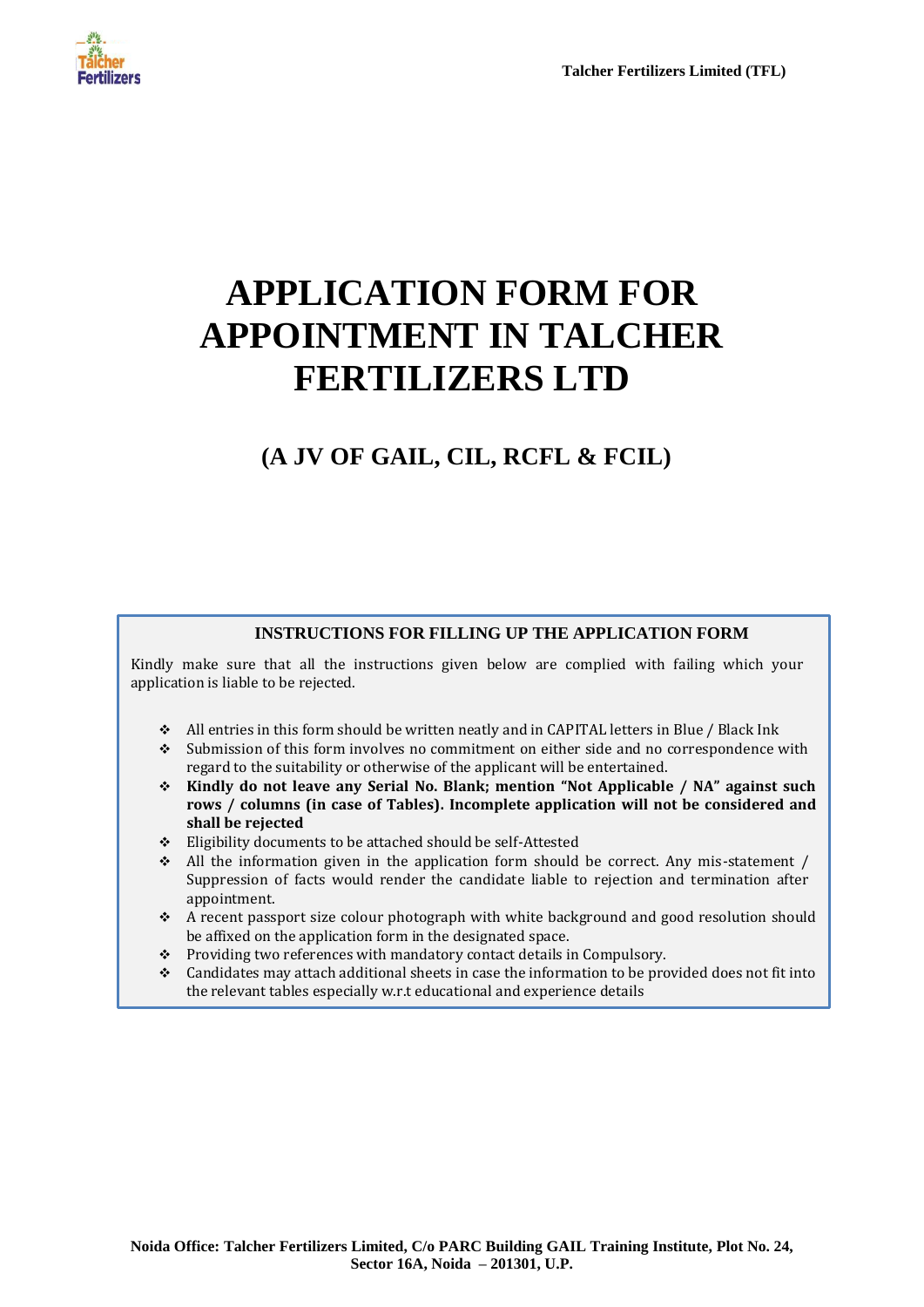# APPLICATION FORM FOR APPOINTMENT IN TALCHER FERTILIZERS LTD

## (A JV OF GAIL, CIL, RCFL & FCIL)

### INSTRUCTIONS FOR FILLING UP THE APPLICATION FORM

Kindly make sure that all the instructions given below are complied with failing which your application is liable to be rejected.

- All entries in this form should be written neatly and in CAPITAL letters in Blue / Black Ink
- Submission of this form involves no commitment on either side and no correspondence with regard to the suitability or otherwise of the applicant will be entertained.
- **Kindly do not leave any Serial No. Blank; mention "Not Applicable / NA" against such rows / columns (in case of Tables). Incomplete application will not be considered and shall be rejected**
- Eligibility documents to be attached should be self-Attested
- All the information given in the application form should be correct. Any mis-statement / Suppression of facts would render the candidate liable to rejection and termination after appointment.
- A recent passport size colour photograph with white background and good resolution should be affixed on the application form in the designated space.
- Providing two references with mandatory contact details in Compulsory.
- Candidates may attach additional sheets in case the information to be provided does not fit into the relevant tables especially w.r.t educational and experience details

**Noida Office: Talcher Fertilizers Limited, C/o PARC Building GAIL Training Institute, Plot No. 24, Sector 16A, Noida – 201301, U.P.**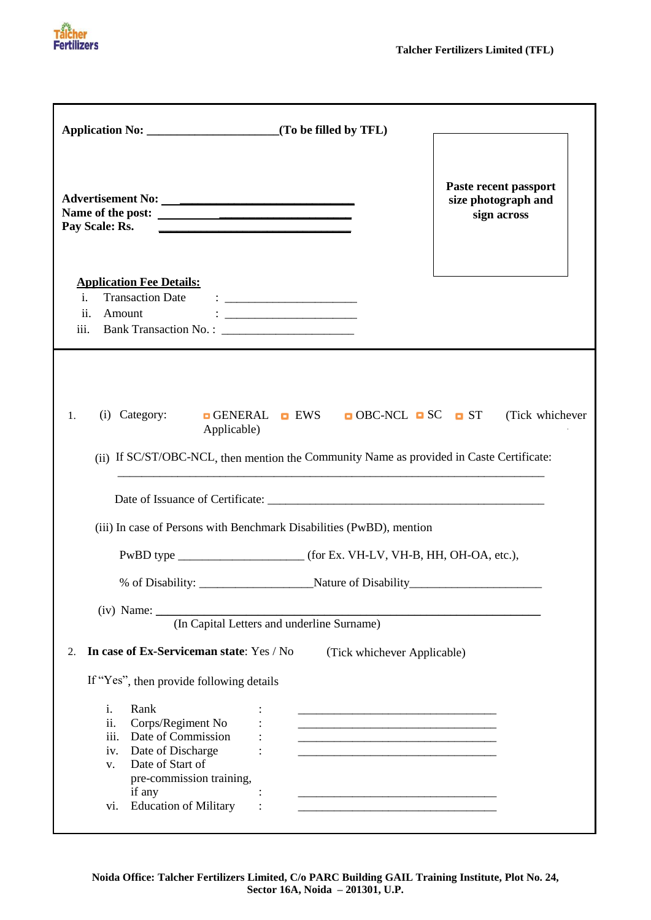**Application No: \_\_\_\_\_\_\_\_\_\_\_\_\_\_\_\_\_\_\_\_\_\_(To be filled by TFL)**

**Paste recent passport size photograph and sign across**

**Advertisement No: \_\_\_\_\_\_\_\_\_\_\_\_\_\_\_\_\_\_\_\_\_\_\_\_\_\_\_\_\_\_\_\_**
**Name of the post: \_\_\_\_\_\_\_\_\_\_\_\_\_\_\_\_\_\_\_\_\_\_\_\_\_\_\_\_\_\_\_\_**
**Pay Scale: Rs. \_\_\_\_\_\_\_\_\_\_\_\_\_\_\_\_\_\_\_\_\_\_\_\_\_\_\_\_\_\_\_\_**

**Application Fee Details:**

i. Transaction Date : \_\_\_\_\_\_\_\_\_\_\_\_\_\_\_\_\_\_\_\_\_\_
ii. Amount : \_\_\_\_\_\_\_\_\_\_\_\_\_\_\_\_\_\_\_\_\_\_
iii. Bank Transaction No. : \_\_\_\_\_\_\_\_\_\_\_\_\_\_\_\_\_\_\_\_\_\_

1. (i) Category: ◘ GENERAL ◘ EWS ◘ OBC-NCL ◘ SC ◘ ST (Tick whichever Applicable)

   (ii) If SC/ST/OBC-NCL, then mention the Community Name as provided in Caste Certificate:
   \_\_\_\_\_\_\_\_\_\_\_\_\_\_\_\_\_\_\_\_\_\_\_\_\_\_\_\_\_\_\_\_\_\_\_\_\_\_\_\_\_\_\_\_\_\_\_\_\_\_\_\_\_\_\_\_\_\_\_\_\_\_\_\_\_\_\_\_

   Date of Issuance of Certificate: \_\_\_\_\_\_\_\_\_\_\_\_\_\_\_\_\_\_\_\_\_\_\_\_\_\_\_\_\_\_\_\_\_\_\_\_\_\_\_\_\_\_\_\_

   (iii) In case of Persons with Benchmark Disabilities (PwBD), mention

   PwBD type \_\_\_\_\_\_\_\_\_\_\_\_\_\_\_\_\_\_\_\_ (for Ex. VH-LV, VH-B, HH, OH-OA, etc.),

   % of Disability: \_\_\_\_\_\_\_\_\_\_\_\_\_\_\_\_\_\_Nature of Disability\_\_\_\_\_\_\_\_\_\_\_\_\_\_\_\_\_\_\_\_\_

   (iv) Name: \_\_\_\_\_\_\_\_\_\_\_\_\_\_\_\_\_\_\_\_\_\_\_\_\_\_\_\_\_\_\_\_\_\_\_\_\_\_\_\_\_\_\_\_\_\_\_\_\_\_\_\_\_\_\_\_\_\_\_\_
   (In Capital Letters and underline Surname)

2. **In case of Ex-Serviceman state**: Yes / No (Tick whichever Applicable)

   If "Yes", then provide following details

   i. Rank : \_\_\_\_\_\_\_\_\_\_\_\_\_\_\_\_\_\_\_\_\_\_\_\_\_\_\_\_\_\_\_\_\_
   ii. Corps/Regiment No : \_\_\_\_\_\_\_\_\_\_\_\_\_\_\_\_\_\_\_\_\_\_\_\_\_\_\_\_\_\_\_\_\_
   iii. Date of Commission : \_\_\_\_\_\_\_\_\_\_\_\_\_\_\_\_\_\_\_\_\_\_\_\_\_\_\_\_\_\_\_\_\_
   iv. Date of Discharge : \_\_\_\_\_\_\_\_\_\_\_\_\_\_\_\_\_\_\_\_\_\_\_\_\_\_\_\_\_\_\_\_\_
   v. Date of Start of pre-commission training, if any : \_\_\_\_\_\_\_\_\_\_\_\_\_\_\_\_\_\_\_\_\_\_\_\_\_\_\_\_\_\_\_\_\_
   vi. Education of Military : \_\_\_\_\_\_\_\_\_\_\_\_\_\_\_\_\_\_\_\_\_\_\_\_\_\_\_\_\_\_\_\_\_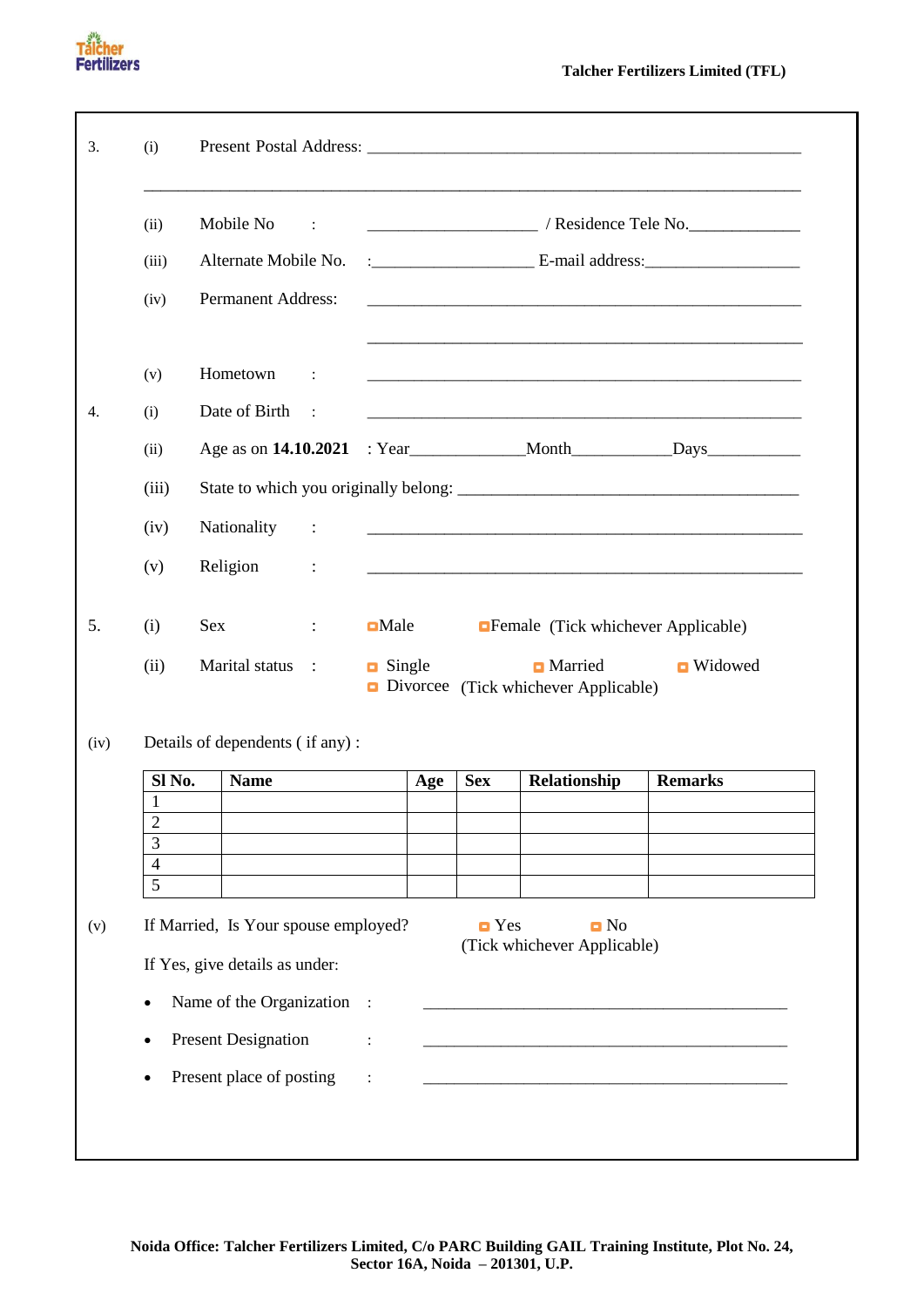3. (i) Present Postal Address: ______________________________________________

______________________________________________________________________

(ii) Mobile No : ____________________ / Residence Tele No.______________

(iii) Alternate Mobile No. :___________________ E-mail address:___________________

(iv) Permanent Address: ______________________________________________

______________________________________________

(v) Hometown : ______________________________________________

4. (i) Date of Birth : ______________________________________________

(ii) Age as on **14.10.2021** : Year______________Month____________Days___________

(iii) State to which you originally belong: __________________________________________

(iv) Nationality : ______________________________________________

(v) Religion : ______________________________________________

5. (i) Sex : ☐Male ☐Female (Tick whichever Applicable)

(ii) Marital status : ☐ Single ☐ Married ☐ Widowed ☐ Divorcee (Tick whichever Applicable)

(iv) Details of dependents ( if any) :

| Sl No. | Name | Age | Sex | Relationship | Remarks |
|---|---|---|---|---|---|
| 1 | | | | | |
| 2 | | | | | |
| 3 | | | | | |
| 4 | | | | | |
| 5 | | | | | |

(v) If Married, Is Your spouse employed? ☐ Yes ☐ No (Tick whichever Applicable)

If Yes, give details as under:

- Name of the Organization : ______________________________________________
- Present Designation : ______________________________________________
- Present place of posting : ______________________________________________

**Noida Office: Talcher Fertilizers Limited, C/o PARC Building GAIL Training Institute, Plot No. 24, Sector 16A, Noida – 201301, U.P.**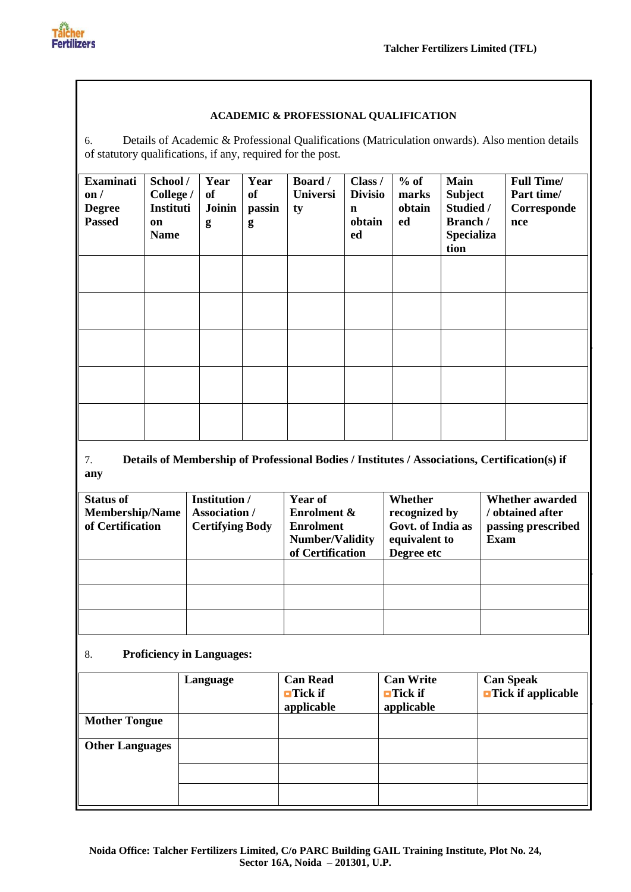## ACADEMIC & PROFESSIONAL QUALIFICATION

6. Details of Academic & Professional Qualifications (Matriculation onwards). Also mention details of statutory qualifications, if any, required for the post.

| Examination / Degree Passed | School / College / Institution Name | Year of Joining | Year of passing | Board / University | Class / Division obtained | % of marks obtained | Main Subject Studied / Branch / Specialization | Full Time/ Part time/ Correspondence |
|---|---|---|---|---|---|---|---|---|
| | | | | | | | | |
| | | | | | | | | |
| | | | | | | | | |
| | | | | | | | | |
| | | | | | | | | |

7. **Details of Membership of Professional Bodies / Institutes / Associations, Certification(s) if any**

| Status of Membership/Name of Certification | Institution / Association / Certifying Body | Year of Enrolment & Enrolment Number/Validity of Certification | Whether recognized by Govt. of India as equivalent to Degree etc | Whether awarded / obtained after passing prescribed Exam |
|---|---|---|---|---|
| | | | | |
| | | | | |
| | | | | |

8. **Proficiency in Languages:**

| | Language | Can Read ▫Tick if applicable | Can Write ▫Tick if applicable | Can Speak ▫Tick if applicable |
|---|---|---|---|---|
| **Mother Tongue** | | | | |
| **Other Languages** | | | | |
| | | | | |
| | | | | |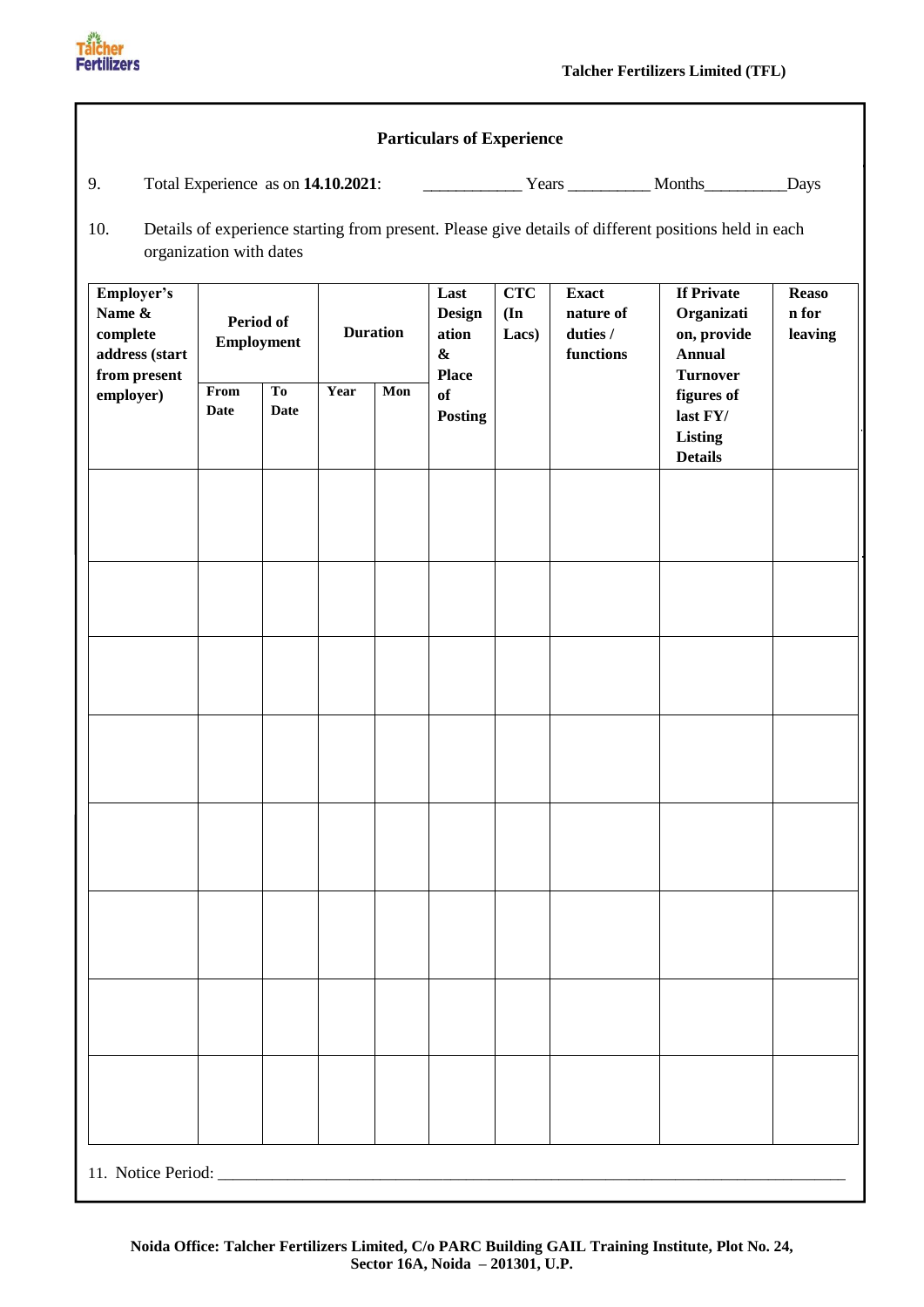## Particulars of Experience

9. Total Experience as on **14.10.2021**: ____________ Years __________ Months__________Days

10. Details of experience starting from present. Please give details of different positions held in each organization with dates

| Employer's Name & complete address (start from present employer) | Period of Employment | | Duration | | Last Designation & Place of Posting | CTC (In Lacs) | Exact nature of duties / functions | If Private Organization, provide Annual Turnover figures of last FY/ Listing Details | Reason for leaving |
|---|---|---|---|---|---|---|---|---|---|
| | From Date | To Date | Year | Mon | | | | | |
| | | | | | | | | | |
| | | | | | | | | | |
| | | | | | | | | | |
| | | | | | | | | | |
| | | | | | | | | | |
| | | | | | | | | | |
| | | | | | | | | | |
| | | | | | | | | | |

11. Notice Period: ______________________________________________________________________________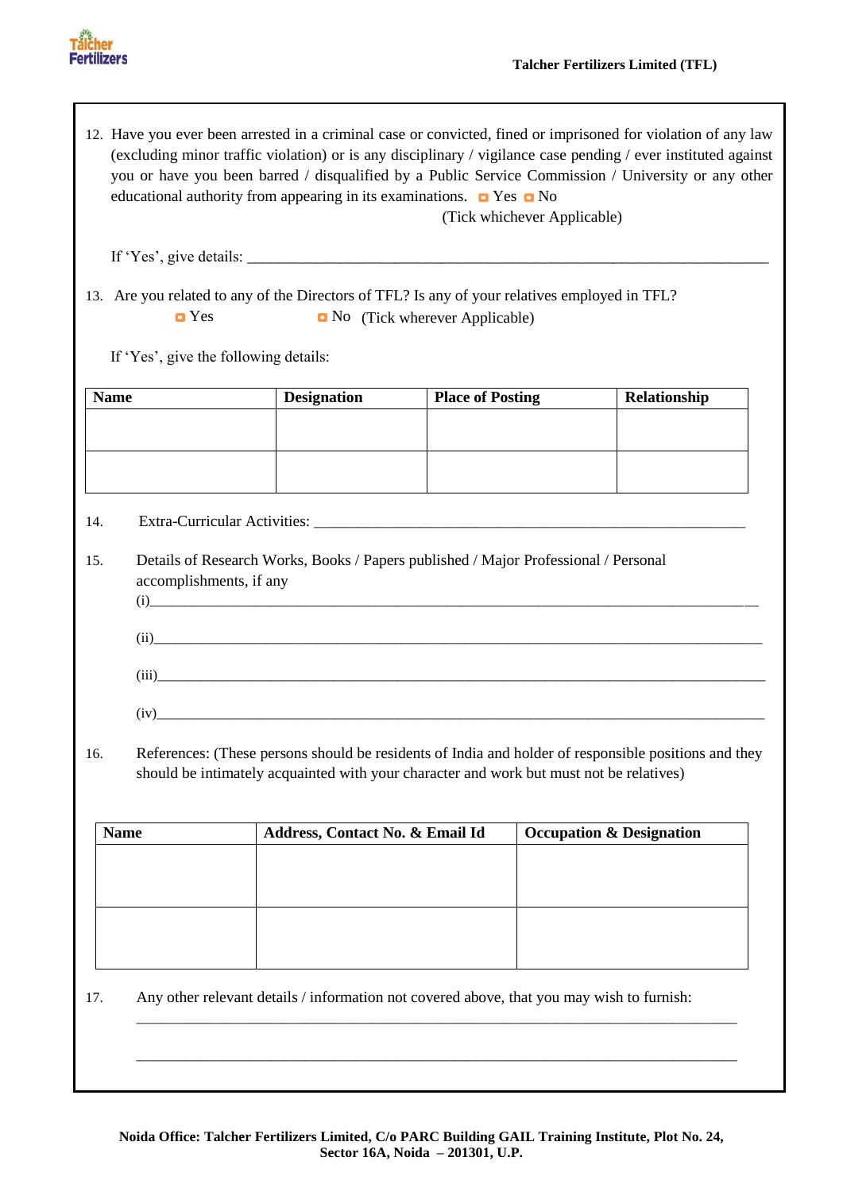12. Have you ever been arrested in a criminal case or convicted, fined or imprisoned for violation of any law (excluding minor traffic violation) or is any disciplinary / vigilance case pending / ever instituted against you or have you been barred / disqualified by a Public Service Commission / University or any other educational authority from appearing in its examinations. ◘ Yes ◘ No
(Tick whichever Applicable)

If 'Yes', give details: ______________________________________________________________________

13. Are you related to any of the Directors of TFL? Is any of your relatives employed in TFL?
◘ Yes ◘ No (Tick wherever Applicable)

If 'Yes', give the following details:

| Name | Designation | Place of Posting | Relationship |
|---|---|---|---|
| | | | |
| | | | |

14. Extra-Curricular Activities: ____________________________________________________________

15. Details of Research Works, Books / Papers published / Major Professional / Personal accomplishments, if any
(i)________________________________________________________________________________
(ii)_______________________________________________________________________________
(iii)______________________________________________________________________________
(iv)______________________________________________________________________________

16. References: (These persons should be residents of India and holder of responsible positions and they should be intimately acquainted with your character and work but must not be relatives)

| Name | Address, Contact No. & Email Id | Occupation & Designation |
|---|---|---|
| | | |
| | | |

17. Any other relevant details / information not covered above, that you may wish to furnish:
________________________________________________________________________________
________________________________________________________________________________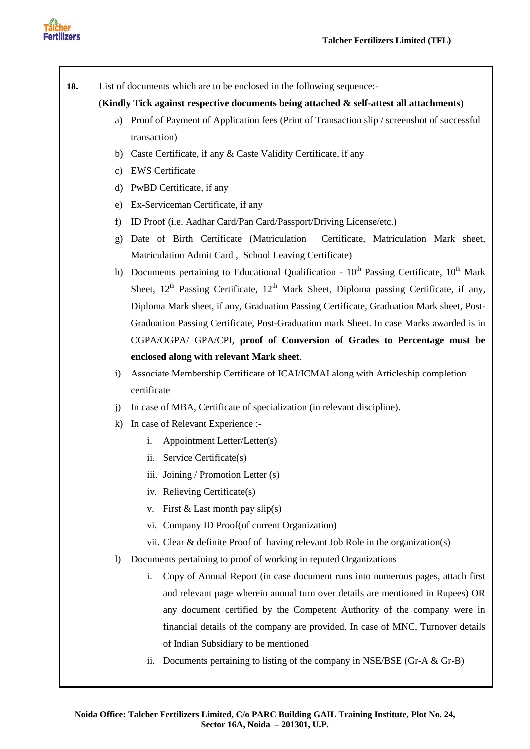**18.** List of documents which are to be enclosed in the following sequence:-

(**Kindly Tick against respective documents being attached & self-attest all attachments**)

a) Proof of Payment of Application fees (Print of Transaction slip / screenshot of successful transaction)

b) Caste Certificate, if any & Caste Validity Certificate, if any

c) EWS Certificate

d) PwBD Certificate, if any

e) Ex-Serviceman Certificate, if any

f) ID Proof (i.e. Aadhar Card/Pan Card/Passport/Driving License/etc.)

g) Date of Birth Certificate (Matriculation Certificate, Matriculation Mark sheet, Matriculation Admit Card , School Leaving Certificate)

h) Documents pertaining to Educational Qualification - 10th Passing Certificate, 10th Mark Sheet, 12th Passing Certificate, 12th Mark Sheet, Diploma passing Certificate, if any, Diploma Mark sheet, if any, Graduation Passing Certificate, Graduation Mark sheet, Post-Graduation Passing Certificate, Post-Graduation mark Sheet. In case Marks awarded is in CGPA/OGPA/ GPA/CPI, **proof of Conversion of Grades to Percentage must be enclosed along with relevant Mark sheet**.

i) Associate Membership Certificate of ICAI/ICMAI along with Articleship completion certificate

j) In case of MBA, Certificate of specialization (in relevant discipline).

k) In case of Relevant Experience :-

   i. Appointment Letter/Letter(s)

   ii. Service Certificate(s)

   iii. Joining / Promotion Letter (s)

   iv. Relieving Certificate(s)

   v. First & Last month pay slip(s)

   vi. Company ID Proof(of current Organization)

   vii. Clear & definite Proof of having relevant Job Role in the organization(s)

l) Documents pertaining to proof of working in reputed Organizations

   i. Copy of Annual Report (in case document runs into numerous pages, attach first and relevant page wherein annual turn over details are mentioned in Rupees) OR any document certified by the Competent Authority of the company were in financial details of the company are provided. In case of MNC, Turnover details of Indian Subsidiary to be mentioned

   ii. Documents pertaining to listing of the company in NSE/BSE (Gr-A & Gr-B)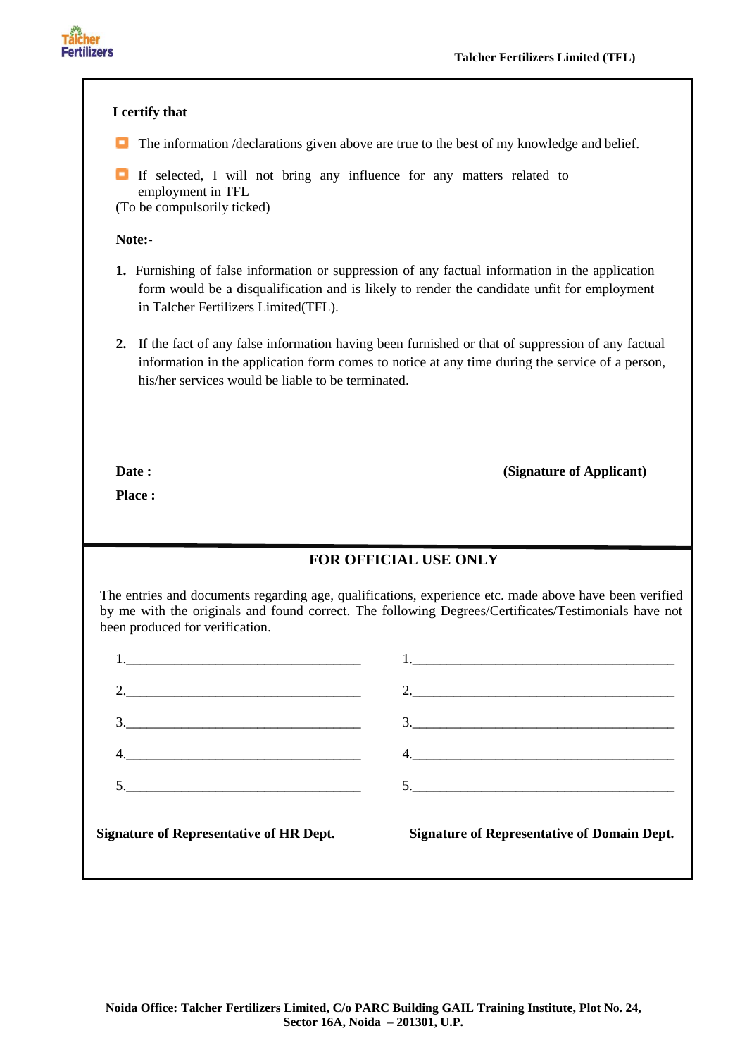**I certify that**

- The information /declarations given above are true to the best of my knowledge and belief.
- If selected, I will not bring any influence for any matters related to employment in TFL

(To be compulsorily ticked)

**Note:-**

1. Furnishing of false information or suppression of any factual information in the application form would be a disqualification and is likely to render the candidate unfit for employment in Talcher Fertilizers Limited(TFL).

2. If the fact of any false information having been furnished or that of suppression of any factual information in the application form comes to notice at any time during the service of a person, his/her services would be liable to be terminated.

**Date :** **(Signature of Applicant)**

**Place :**

## FOR OFFICIAL USE ONLY

The entries and documents regarding age, qualifications, experience etc. made above have been verified by me with the originals and found correct. The following Degrees/Certificates/Testimonials have not been produced for verification.

| | |
|---|---|
| 1.___________________________________ | 1.______________________________________ |
| 2.___________________________________ | 2.______________________________________ |
| 3.___________________________________ | 3.______________________________________ |
| 4.___________________________________ | 4.______________________________________ |
| 5.___________________________________ | 5.______________________________________ |

**Signature of Representative of HR Dept.** **Signature of Representative of Domain Dept.**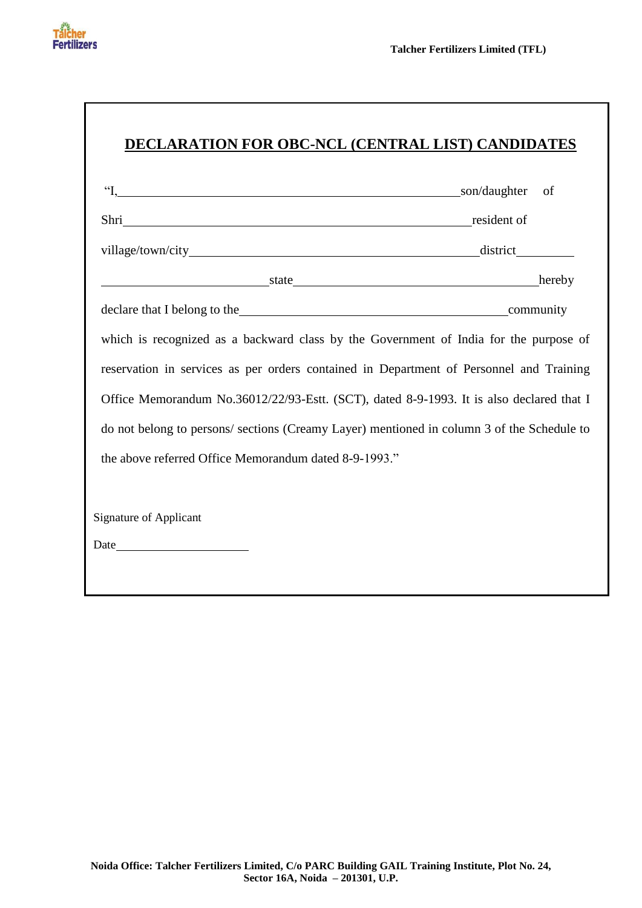## DECLARATION FOR OBC-NCL (CENTRAL LIST) CANDIDATES

"I,\_\_\_\_\_\_\_\_\_\_\_\_\_\_\_\_\_\_\_\_\_\_\_\_\_\_\_\_\_\_\_\_\_\_\_\_\_\_\_\_\_\_\_\_son/daughter of Shri\_\_\_\_\_\_\_\_\_\_\_\_\_\_\_\_\_\_\_\_\_\_\_\_\_\_\_\_\_\_\_\_\_\_\_\_\_\_\_\_\_\_\_\_resident of village/town/city\_\_\_\_\_\_\_\_\_\_\_\_\_\_\_\_\_\_\_\_\_\_\_\_\_\_\_\_\_\_\_\_\_\_\_\_district\_\_\_\_\_\_\_\_ \_\_\_\_\_\_\_\_\_\_\_\_\_\_\_\_\_\_\_\_state\_\_\_\_\_\_\_\_\_\_\_\_\_\_\_\_\_\_\_\_\_\_\_\_\_\_\_\_\_\_hereby declare that I belong to the\_\_\_\_\_\_\_\_\_\_\_\_\_\_\_\_\_\_\_\_\_\_\_\_\_\_\_\_\_\_\_\_\_\_community which is recognized as a backward class by the Government of India for the purpose of reservation in services as per orders contained in Department of Personnel and Training Office Memorandum No.36012/22/93-Estt. (SCT), dated 8-9-1993. It is also declared that I do not belong to persons/ sections (Creamy Layer) mentioned in column 3 of the Schedule to the above referred Office Memorandum dated 8-9-1993."

Signature of Applicant

Date\_\_\_\_\_\_\_\_\_\_\_\_\_\_\_\_\_\_

**Noida Office: Talcher Fertilizers Limited, C/o PARC Building GAIL Training Institute, Plot No. 24, Sector 16A, Noida – 201301, U.P.**